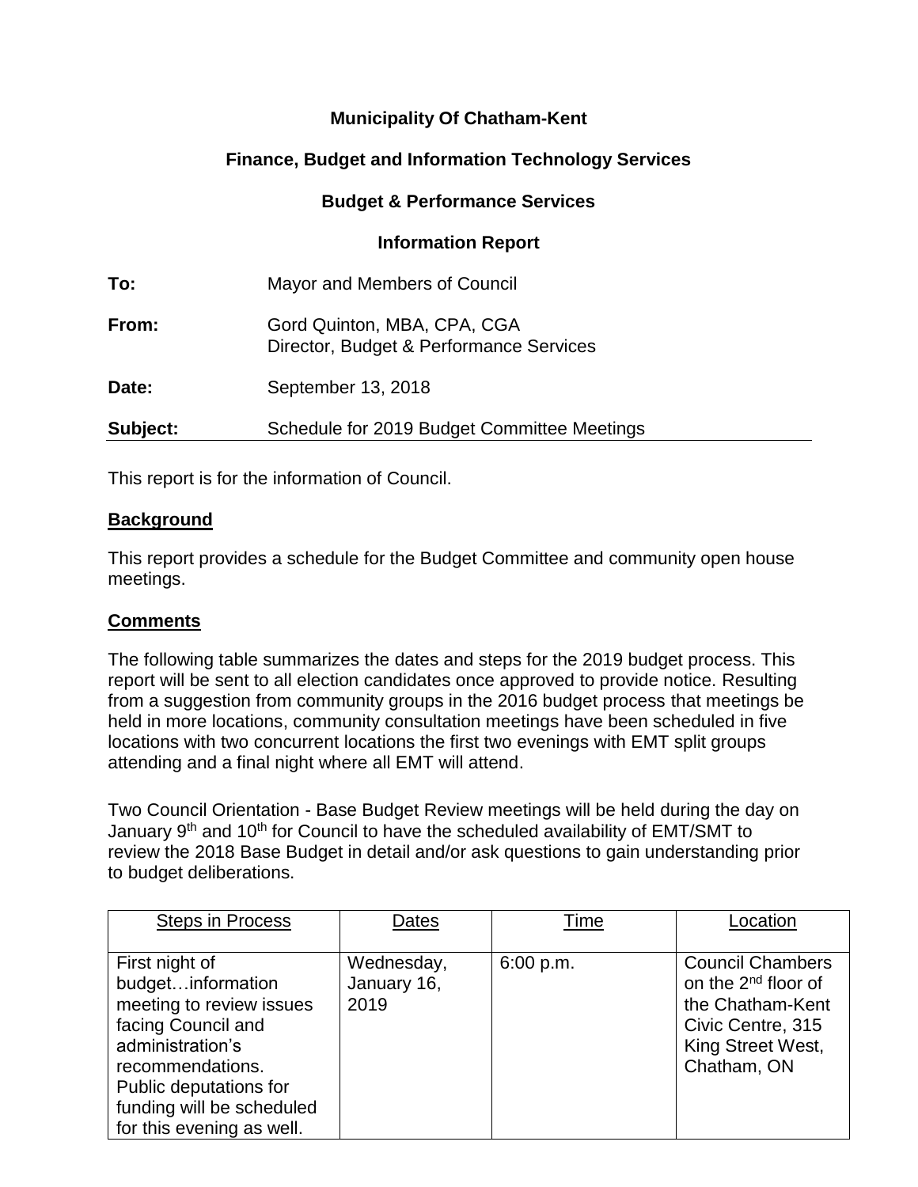**Municipality Of Chatham-Kent**

**Finance, Budget and Information Technology Services**

**Budget & Performance Services**

**Information Report**

**To:** Mayor and Members of Council

**From:** Gord Quinton, MBA, CPA, CGA
Director, Budget & Performance Services

**Date:** September 13, 2018

**Subject:** Schedule for 2019 Budget Committee Meetings

This report is for the information of Council.

## Background

This report provides a schedule for the Budget Committee and community open house meetings.

## Comments

The following table summarizes the dates and steps for the 2019 budget process. This report will be sent to all election candidates once approved to provide notice. Resulting from a suggestion from community groups in the 2016 budget process that meetings be held in more locations, community consultation meetings have been scheduled in five locations with two concurrent locations the first two evenings with EMT split groups attending and a final night where all EMT will attend.

Two Council Orientation - Base Budget Review meetings will be held during the day on January 9th and 10th for Council to have the scheduled availability of EMT/SMT to review the 2018 Base Budget in detail and/or ask questions to gain understanding prior to budget deliberations.

| Steps in Process | Dates | Time | Location |
|---|---|---|---|
| First night of budget…information meeting to review issues facing Council and administration's recommendations. Public deputations for funding will be scheduled for this evening as well. | Wednesday, January 16, 2019 | 6:00 p.m. | Council Chambers on the 2nd floor of the Chatham-Kent Civic Centre, 315 King Street West, Chatham, ON |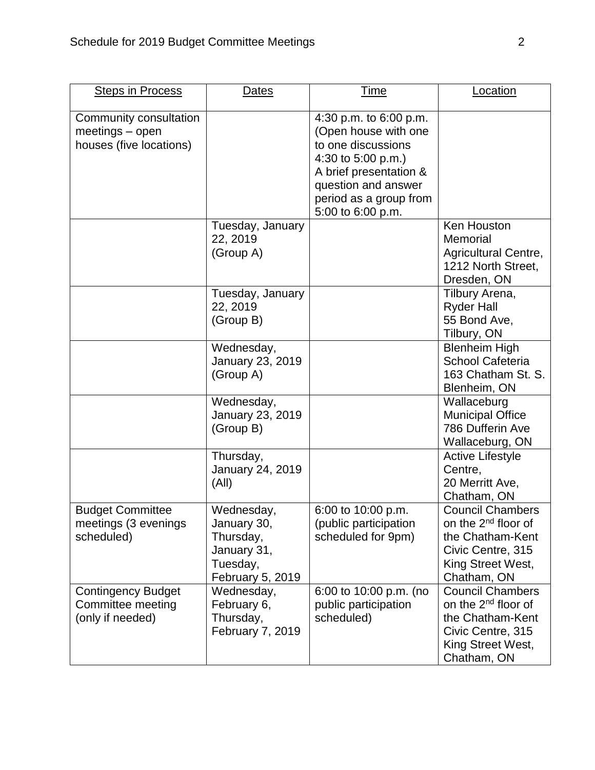| Steps in Process | Dates | Time | Location |
|---|---|---|---|
| Community consultation meetings – open houses (five locations) | | 4:30 p.m. to 6:00 p.m. (Open house with one to one discussions 4:30 to 5:00 p.m.) A brief presentation & question and answer period as a group from 5:00 to 6:00 p.m. | |
| | Tuesday, January 22, 2019 (Group A) | | Ken Houston Memorial Agricultural Centre, 1212 North Street, Dresden, ON |
| | Tuesday, January 22, 2019 (Group B) | | Tilbury Arena, Ryder Hall 55 Bond Ave, Tilbury, ON |
| | Wednesday, January 23, 2019 (Group A) | | Blenheim High School Cafeteria 163 Chatham St. S. Blenheim, ON |
| | Wednesday, January 23, 2019 (Group B) | | Wallaceburg Municipal Office 786 Dufferin Ave Wallaceburg, ON |
| | Thursday, January 24, 2019 (All) | | Active Lifestyle Centre, 20 Merritt Ave, Chatham, ON |
| Budget Committee meetings (3 evenings scheduled) | Wednesday, January 30, Thursday, January 31, Tuesday, February 5, 2019 | 6:00 to 10:00 p.m. (public participation scheduled for 9pm) | Council Chambers on the 2nd floor of the Chatham-Kent Civic Centre, 315 King Street West, Chatham, ON |
| Contingency Budget Committee meeting (only if needed) | Wednesday, February 6, Thursday, February 7, 2019 | 6:00 to 10:00 p.m. (no public participation scheduled) | Council Chambers on the 2nd floor of the Chatham-Kent Civic Centre, 315 King Street West, Chatham, ON |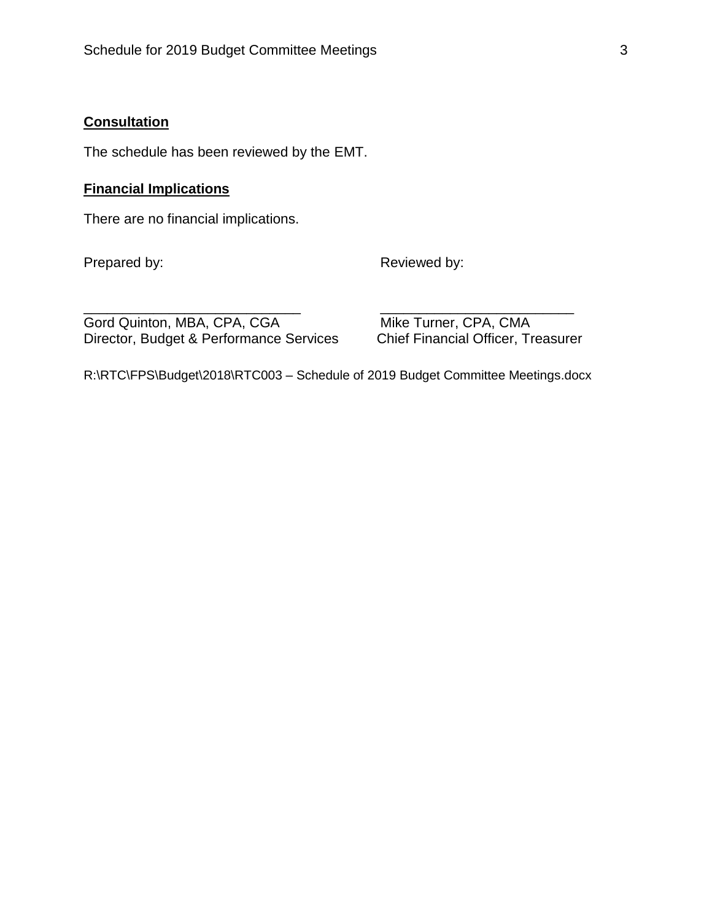**Consultation**

The schedule has been reviewed by the EMT.

**Financial Implications**

There are no financial implications.

| | |
|---|---|
| Prepared by: | Reviewed by: |
| ____________________________ | ____________________________ |
| Gord Quinton, MBA, CPA, CGA | Mike Turner, CPA, CMA |
| Director, Budget & Performance Services | Chief Financial Officer, Treasurer |

R:\RTC\FPS\Budget\2018\RTC003 – Schedule of 2019 Budget Committee Meetings.docx